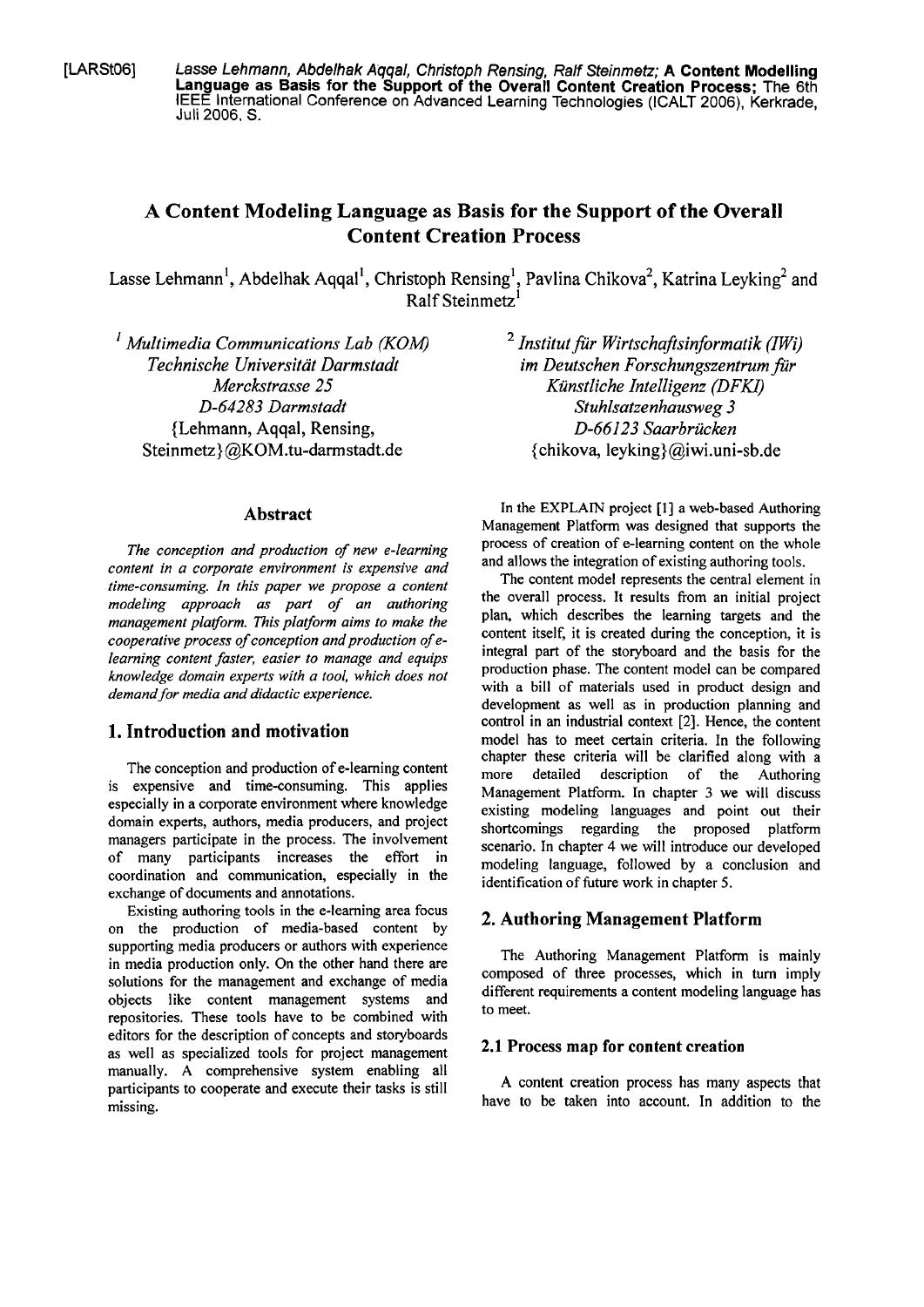[LARSt06] *Lasse Lehmann, Abdelhak Aqqal, Christoph Rensing, Ralf Steinmetz;* **A Content Modelling Language as Basis for the Support of the Overall Content Creation Process;** The 6th IEEE International Conference on Advanced Learning Technologies (ICALT 2006), Kerkrade, Juli 2006, S.

# A Content Modeling Language as Basis for the Support of the Overall Content Creation Process

Lasse Lehmann[1], Abdelhak Aqqal[1], Christoph Rensing[1], Pavlina Chikova[2], Katrina Leyking[2] and Ralf Steinmetz[1]

[1] *Multimedia Communications Lab (KOM)*
*Technische Universität Darmstadt*
*Merckstrasse 25*
*D-64283 Darmstadt*
{Lehmann, Aqqal, Rensing, Steinmetz}@KOM.tu-darmstadt.de

[2] *Institut für Wirtschaftsinformatik (IWi)*
*im Deutschen Forschungszentrum für Künstliche Intelligenz (DFKI)*
*Stuhlsatzenhausweg 3*
*D-66123 Saarbrücken*
{chikova, leyking}@iwi.uni-sb.de

## Abstract

*The conception and production of new e-learning content in a corporate environment is expensive and time-consuming. In this paper we propose a content modeling approach as part of an authoring management platform. This platform aims to make the cooperative process of conception and production of e-learning content faster, easier to manage and equips knowledge domain experts with a tool, which does not demand for media and didactic experience.*

## 1. Introduction and motivation

The conception and production of e-learning content is expensive and time-consuming. This applies especially in a corporate environment where knowledge domain experts, authors, media producers, and project managers participate in the process. The involvement of many participants increases the effort in coordination and communication, especially in the exchange of documents and annotations.

Existing authoring tools in the e-learning area focus on the production of media-based content by supporting media producers or authors with experience in media production only. On the other hand there are solutions for the management and exchange of media objects like content management systems and repositories. These tools have to be combined with editors for the description of concepts and storyboards as well as specialized tools for project management manually. A comprehensive system enabling all participants to cooperate and execute their tasks is still missing.

In the EXPLAIN project [1] a web-based Authoring Management Platform was designed that supports the process of creation of e-learning content on the whole and allows the integration of existing authoring tools.

The content model represents the central element in the overall process. It results from an initial project plan, which describes the learning targets and the content itself, it is created during the conception, it is integral part of the storyboard and the basis for the production phase. The content model can be compared with a bill of materials used in product design and development as well as in production planning and control in an industrial context [2]. Hence, the content model has to meet certain criteria. In the following chapter these criteria will be clarified along with a more detailed description of the Authoring Management Platform. In chapter 3 we will discuss existing modeling languages and point out their shortcomings regarding the proposed platform scenario. In chapter 4 we will introduce our developed modeling language, followed by a conclusion and identification of future work in chapter 5.

## 2. Authoring Management Platform

The Authoring Management Platform is mainly composed of three processes, which in turn imply different requirements a content modeling language has to meet.

### 2.1 Process map for content creation

A content creation process has many aspects that have to be taken into account. In addition to the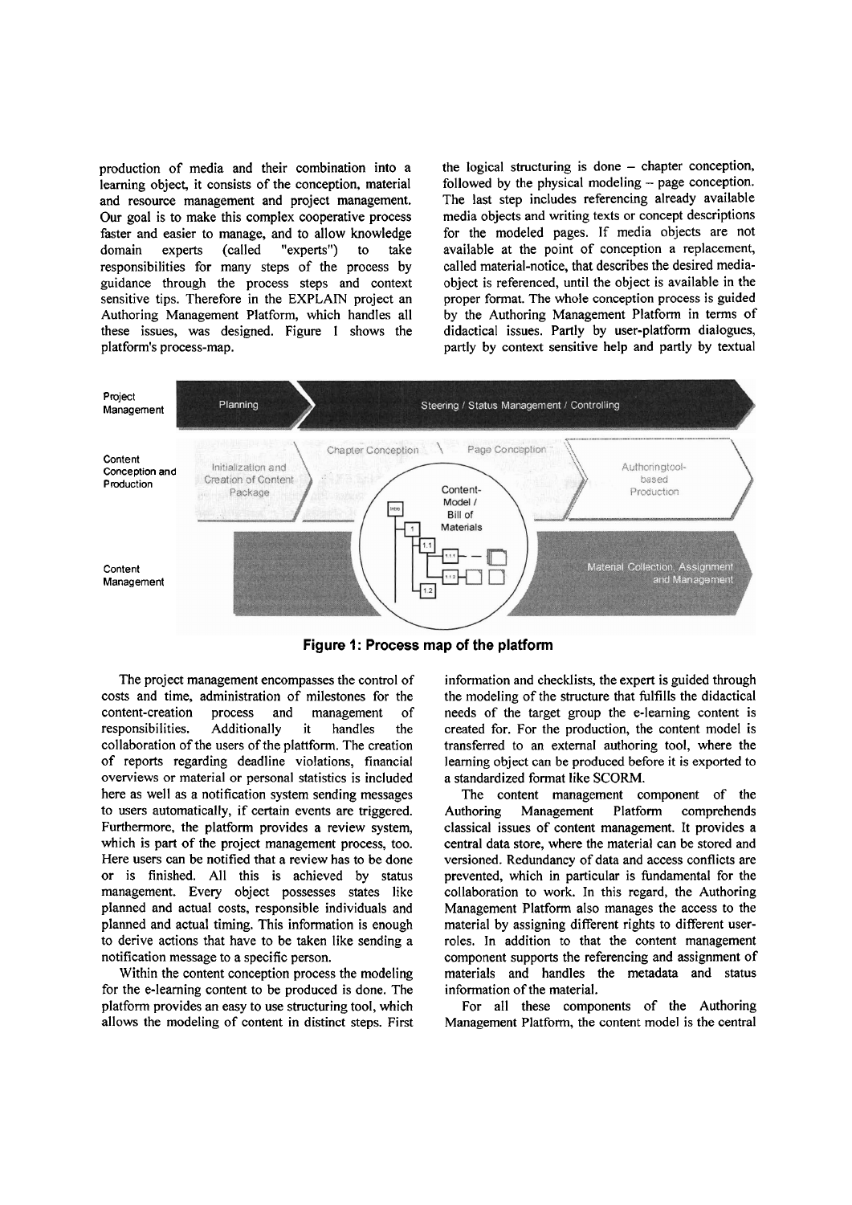production of media and their combination into a learning object, it consists of the conception, material and resource management and project management. Our goal is to make this complex cooperative process faster and easier to manage, and to allow knowledge domain experts (called "experts") to take responsibilities for many steps of the process by guidance through the process steps and context sensitive tips. Therefore in the EXPLAIN project an Authoring Management Platform, which handles all these issues, was designed. Figure 1 shows the platform's process-map.

**Figure 1: Process map of the platform**

The project management encompasses the control of costs and time, administration of milestones for the content-creation process and management of responsibilities. Additionally it handles the collaboration of the users of the plattform. The creation of reports regarding deadline violations, financial overviews or material or personal statistics is included here as well as a notification system sending messages to users automatically, if certain events are triggered. Furthermore, the platform provides a review system, which is part of the project management process, too. Here users can be notified that a review has to be done or is finished. All this is achieved by status management. Every object possesses states like planned and actual costs, responsible individuals and planned and actual timing. This information is enough to derive actions that have to be taken like sending a notification message to a specific person.

Within the content conception process the modeling for the e-learning content to be produced is done. The platform provides an easy to use structuring tool, which allows the modeling of content in distinct steps. First the logical structuring is done – chapter conception, followed by the physical modeling – page conception. The last step includes referencing already available media objects and writing texts or concept descriptions for the modeled pages. If media objects are not available at the point of conception a replacement, called material-notice, that describes the desired media-object is referenced, until the object is available in the proper format. The whole conception process is guided by the Authoring Management Platform in terms of didactical issues. Partly by user-platform dialogues, partly by context sensitive help and partly by textual information and checklists, the expert is guided through the modeling of the structure that fulfills the didactical needs of the target group the e-learning content is created for. For the production, the content model is transferred to an external authoring tool, where the learning object can be produced before it is exported to a standardized format like SCORM.

The content management component of the Authoring Management Platform comprehends classical issues of content management. It provides a central data store, where the material can be stored and versioned. Redundancy of data and access conflicts are prevented, which in particular is fundamental for the collaboration to work. In this regard, the Authoring Management Platform also manages the access to the material by assigning different rights to different user-roles. In addition to that the content management component supports the referencing and assignment of materials and handles the metadata and status information of the material.

For all these components of the Authoring Management Platform, the content model is the central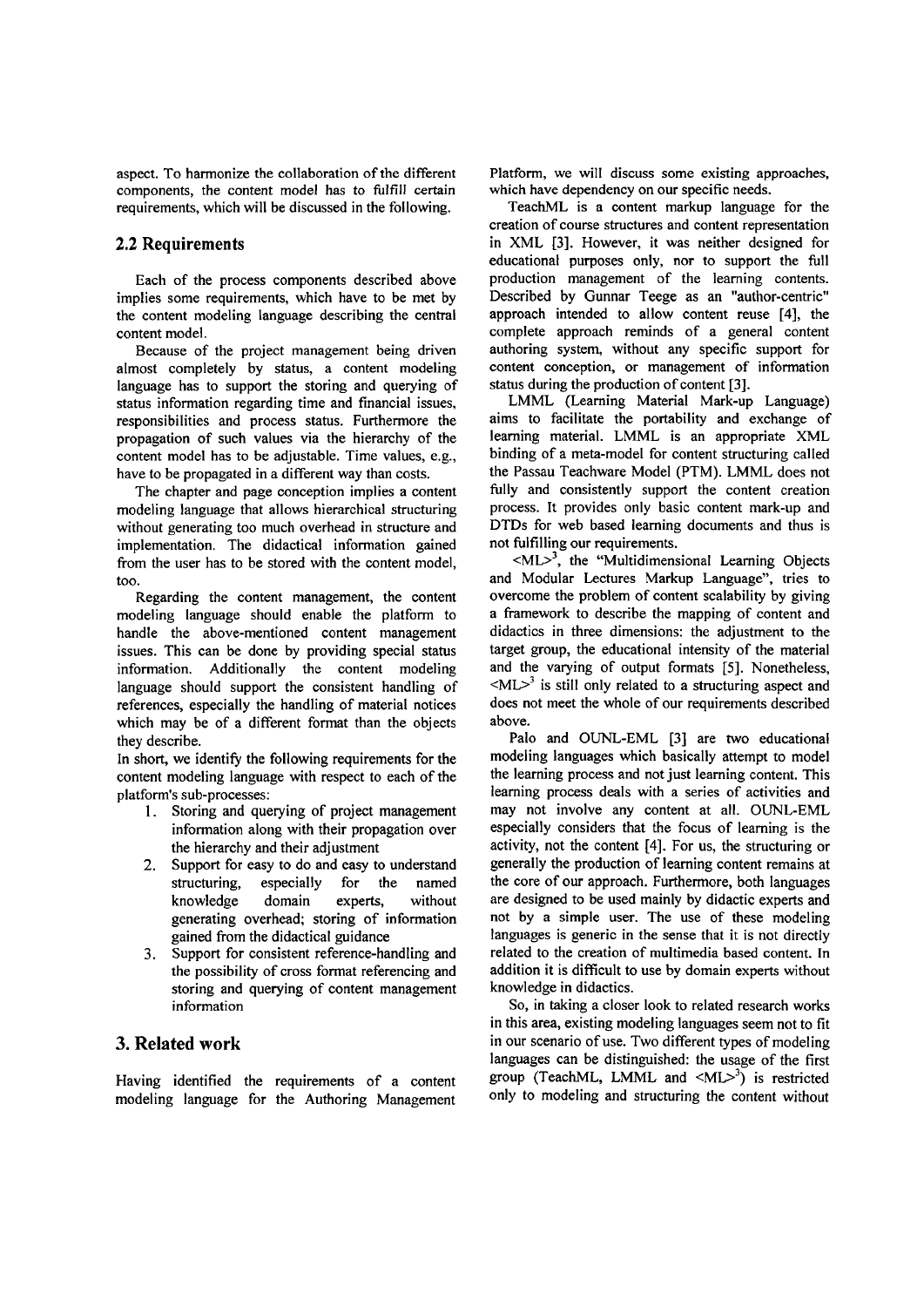aspect. To harmonize the collaboration of the different components, the content model has to fulfill certain requirements, which will be discussed in the following.

## 2.2 Requirements

Each of the process components described above implies some requirements, which have to be met by the content modeling language describing the central content model.

Because of the project management being driven almost completely by status, a content modeling language has to support the storing and querying of status information regarding time and financial issues, responsibilities and process status. Furthermore the propagation of such values via the hierarchy of the content model has to be adjustable. Time values, e.g., have to be propagated in a different way than costs.

The chapter and page conception implies a content modeling language that allows hierarchical structuring without generating too much overhead in structure and implementation. The didactical information gained from the user has to be stored with the content model, too.

Regarding the content management, the content modeling language should enable the platform to handle the above-mentioned content management issues. This can be done by providing special status information. Additionally the content modeling language should support the consistent handling of references, especially the handling of material notices which may be of a different format than the objects they describe.

In short, we identify the following requirements for the content modeling language with respect to each of the platform's sub-processes:

1. Storing and querying of project management information along with their propagation over the hierarchy and their adjustment
2. Support for easy to do and easy to understand structuring, especially for the named knowledge domain experts, without generating overhead; storing of information gained from the didactical guidance
3. Support for consistent reference-handling and the possibility of cross format referencing and storing and querying of content management information

# 3. Related work

Having identified the requirements of a content modeling language for the Authoring Management Platform, we will discuss some existing approaches, which have dependency on our specific needs.

TeachML is a content markup language for the creation of course structures and content representation in XML [3]. However, it was neither designed for educational purposes only, nor to support the full production management of the learning contents. Described by Gunnar Teege as an "author-centric" approach intended to allow content reuse [4], the complete approach reminds of a general content authoring system, without any specific support for content conception, or management of information status during the production of content [3].

LMML (Learning Material Mark-up Language) aims to facilitate the portability and exchange of learning material. LMML is an appropriate XML binding of a meta-model for content structuring called the Passau Teachware Model (PTM). LMML does not fully and consistently support the content creation process. It provides only basic content mark-up and DTDs for web based learning documents and thus is not fulfilling our requirements.

<ML>[3], the "Multidimensional Learning Objects and Modular Lectures Markup Language", tries to overcome the problem of content scalability by giving a framework to describe the mapping of content and didactics in three dimensions: the adjustment to the target group, the educational intensity of the material and the varying of output formats [5]. Nonetheless, <ML>[3] is still only related to a structuring aspect and does not meet the whole of our requirements described above.

Palo and OUNL-EML [3] are two educational modeling languages which basically attempt to model the learning process and not just learning content. This learning process deals with a series of activities and may not involve any content at all. OUNL-EML especially considers that the focus of learning is the activity, not the content [4]. For us, the structuring or generally the production of learning content remains at the core of our approach. Furthermore, both languages are designed to be used mainly by didactic experts and not by a simple user. The use of these modeling languages is generic in the sense that it is not directly related to the creation of multimedia based content. In addition it is difficult to use by domain experts without knowledge in didactics.

So, in taking a closer look to related research works in this area, existing modeling languages seem not to fit in our scenario of use. Two different types of modeling languages can be distinguished: the usage of the first group (TeachML, LMML and <ML>[3]) is restricted only to modeling and structuring the content without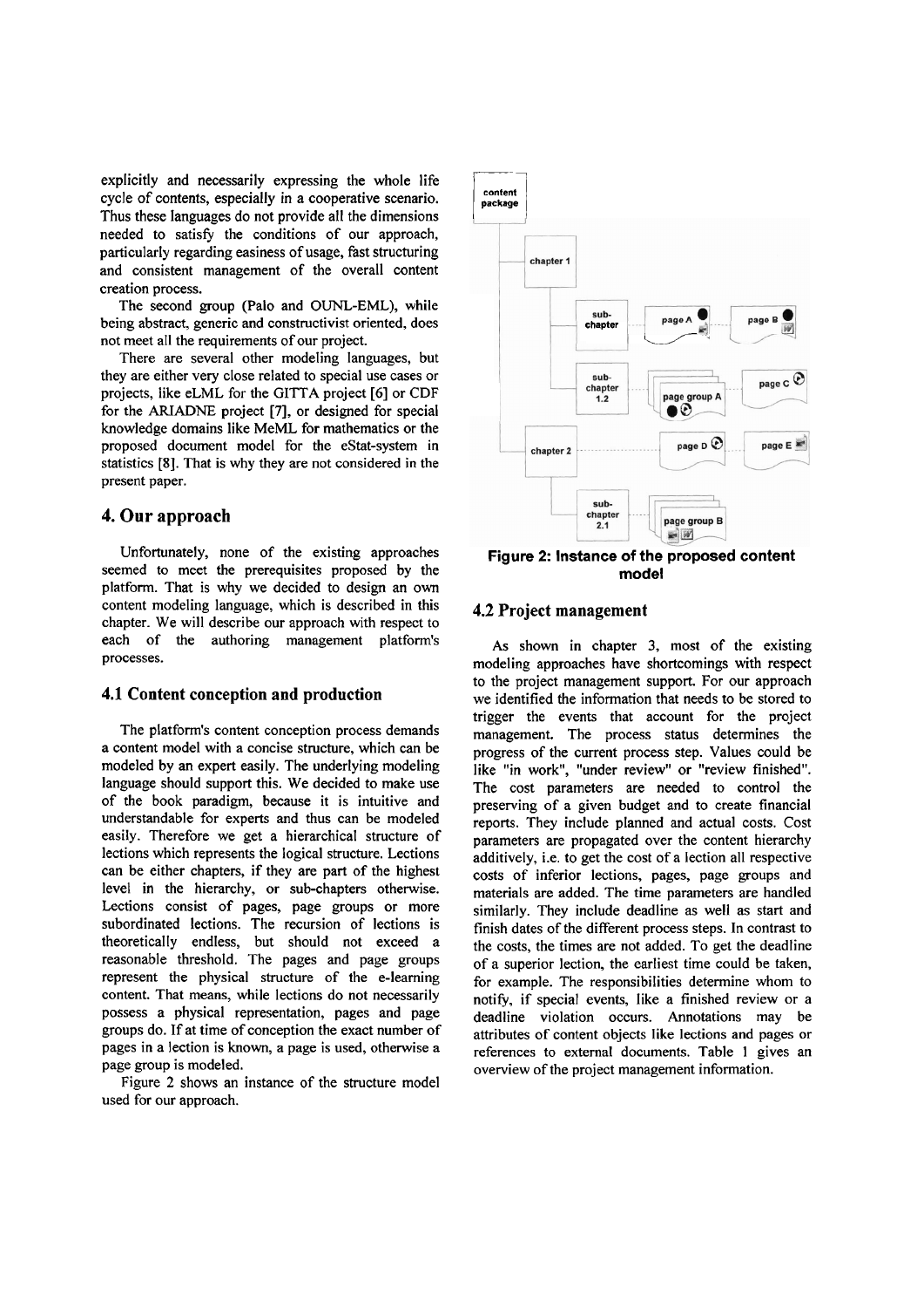explicitly and necessarily expressing the whole life cycle of contents, especially in a cooperative scenario. Thus these languages do not provide all the dimensions needed to satisfy the conditions of our approach, particularly regarding easiness of usage, fast structuring and consistent management of the overall content creation process.

The second group (Palo and OUNL-EML), while being abstract, generic and constructivist oriented, does not meet all the requirements of our project.

There are several other modeling languages, but they are either very close related to special use cases or projects, like eLML for the GITTA project [6] or CDF for the ARIADNE project [7], or designed for special knowledge domains like MeML for mathematics or the proposed document model for the eStat-system in statistics [8]. That is why they are not considered in the present paper.

## 4. Our approach

Unfortunately, none of the existing approaches seemed to meet the prerequisites proposed by the platform. That is why we decided to design an own content modeling language, which is described in this chapter. We will describe our approach with respect to each of the authoring management platform's processes.

### 4.1 Content conception and production

The platform's content conception process demands a content model with a concise structure, which can be modeled by an expert easily. The underlying modeling language should support this. We decided to make use of the book paradigm, because it is intuitive and understandable for experts and thus can be modeled easily. Therefore we get a hierarchical structure of lections which represents the logical structure. Lections can be either chapters, if they are part of the highest level in the hierarchy, or sub-chapters otherwise. Lections consist of pages, page groups or more subordinated lections. The recursion of lections is theoretically endless, but should not exceed a reasonable threshold. The pages and page groups represent the physical structure of the e-learning content. That means, while lections do not necessarily possess a physical representation, pages and page groups do. If at time of conception the exact number of pages in a lection is known, a page is used, otherwise a page group is modeled.

Figure 2 shows an instance of the structure model used for our approach.

**Figure 2: Instance of the proposed content model**

### 4.2 Project management

As shown in chapter 3, most of the existing modeling approaches have shortcomings with respect to the project management support. For our approach we identified the information that needs to be stored to trigger the events that account for the project management. The process status determines the progress of the current process step. Values could be like "in work", "under review" or "review finished". The cost parameters are needed to control the preserving of a given budget and to create financial reports. They include planned and actual costs. Cost parameters are propagated over the content hierarchy additively, i.e. to get the cost of a lection all respective costs of inferior lections, pages, page groups and materials are added. The time parameters are handled similarly. They include deadline as well as start and finish dates of the different process steps. In contrast to the costs, the times are not added. To get the deadline of a superior lection, the earliest time could be taken, for example. The responsibilities determine whom to notify, if special events, like a finished review or a deadline violation occurs. Annotations may be attributes of content objects like lections and pages or references to external documents. Table 1 gives an overview of the project management information.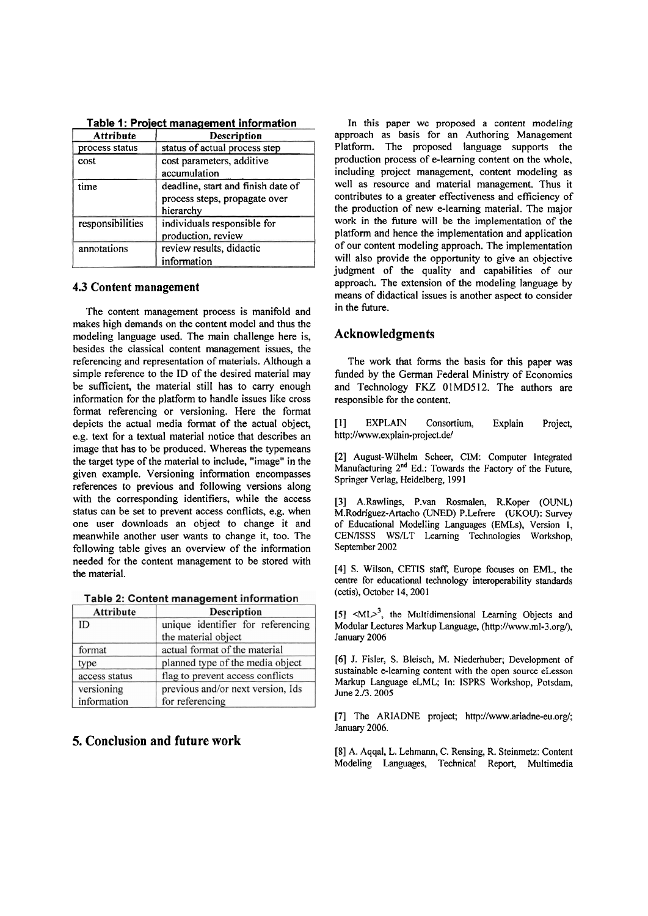**Table 1: Project management information**

| Attribute | Description |
| --- | --- |
| process status | status of actual process step |
| cost | cost parameters, additive accumulation |
| time | deadline, start and finish date of process steps, propagate over hierarchy |
| responsibilities | individuals responsible for production, review |
| annotations | review results, didactic information |

### 4.3 Content management

The content management process is manifold and makes high demands on the content model and thus the modeling language used. The main challenge here is, besides the classical content management issues, the referencing and representation of materials. Although a simple reference to the ID of the desired material may be sufficient, the material still has to carry enough information for the platform to handle issues like cross format referencing or versioning. Here the format depicts the actual media format of the actual object, e.g. text for a textual material notice that describes an image that has to be produced. Whereas the typemeans the target type of the material to include, "image" in the given example. Versioning information encompasses references to previous and following versions along with the corresponding identifiers, while the access status can be set to prevent access conflicts, e.g. when one user downloads an object to change it and meanwhile another user wants to change it, too. The following table gives an overview of the information needed for the content management to be stored with the material.

**Table 2: Content management information**

| Attribute | Description |
| --- | --- |
| ID | unique identifier for referencing the material object |
| format | actual format of the material |
| type | planned type of the media object |
| access status | flag to prevent access conflicts |
| versioning information | previous and/or next version, Ids for referencing |

## 5. Conclusion and future work

In this paper we proposed a content modeling approach as basis for an Authoring Management Platform. The proposed language supports the production process of e-learning content on the whole, including project management, content modeling as well as resource and material management. Thus it contributes to a greater effectiveness and efficiency of the production of new e-learning material. The major work in the future will be the implementation of the platform and hence the implementation and application of our content modeling approach. The implementation will also provide the opportunity to give an objective judgment of the quality and capabilities of our approach. The extension of the modeling language by means of didactical issues is another aspect to consider in the future.

## Acknowledgments

The work that forms the basis for this paper was funded by the German Federal Ministry of Economics and Technology FKZ 01MD512. The authors are responsible for the content.

[1] EXPLAIN Consortium, Explain Project, http://www.explain-project.de/

[2] August-Wilhelm Scheer, CIM: Computer Integrated Manufacturing 2nd Ed.: Towards the Factory of the Future, Springer Verlag, Heidelberg, 1991

[3] A.Rawlings, P.van Rosmalen, R.Koper (OUNL) M.Rodríguez-Artacho (UNED) P.Lefrere (UKOU): Survey of Educational Modelling Languages (EMLs), Version 1, CEN/ISSS WS/LT Learning Technologies Workshop, September 2002

[4] S. Wilson, CETIS staff, Europe focuses on EML, the centre for educational technology interoperability standards (cetis), October 14, 2001

[5] <ML>[3], the Multidimensional Learning Objects and Modular Lectures Markup Language, (http://www.ml-3.org/), January 2006

[6] J. Fisler, S. Bleisch, M. Niederhuber; Development of sustainable e-learning content with the open source eLesson Markup Language eLML; In: ISPRS Workshop, Potsdam, June 2./3. 2005

[7] The ARIADNE project; http://www.ariadne-eu.org/; January 2006.

[8] A. Aqqal, L. Lehmann, C. Rensing, R. Steinmetz: Content Modeling Languages, Technical Report, Multimedia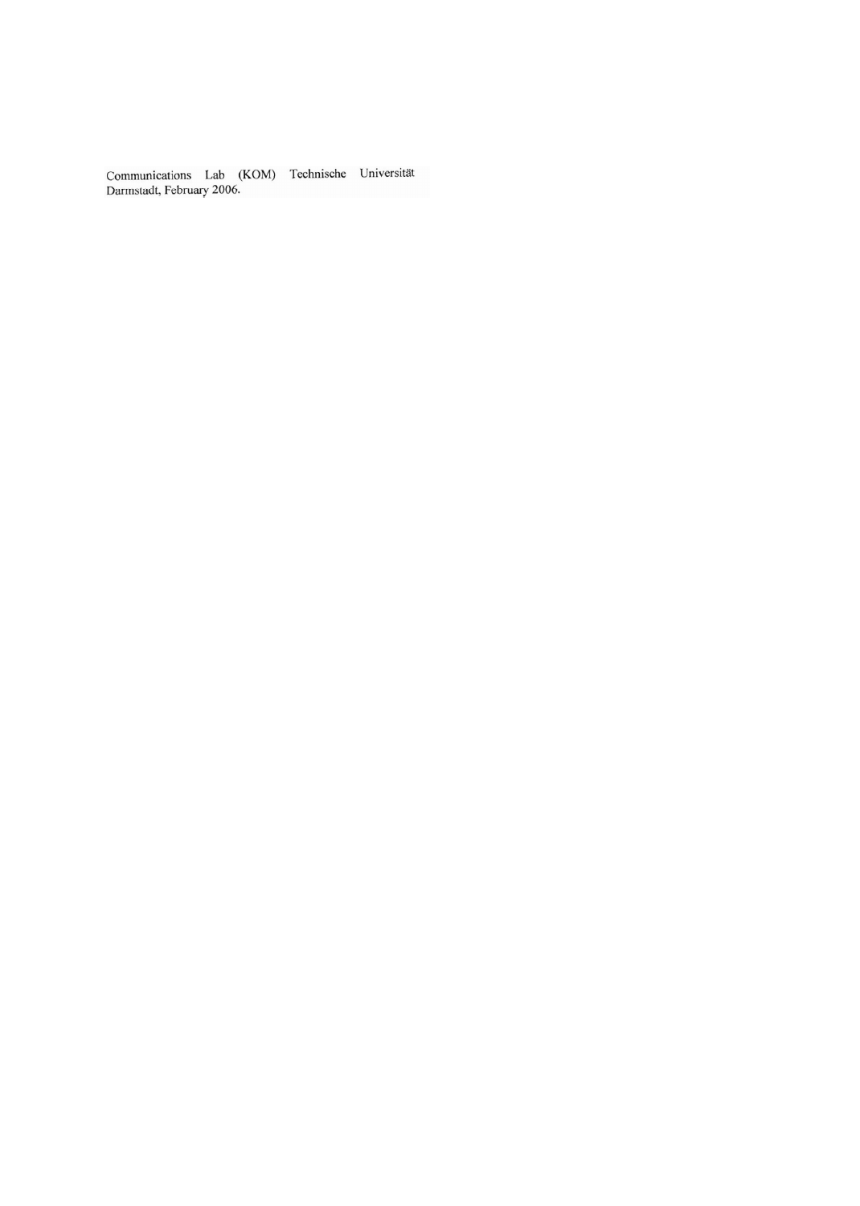Communications Lab (KOM) Technische Universität Darmstadt, February 2006.